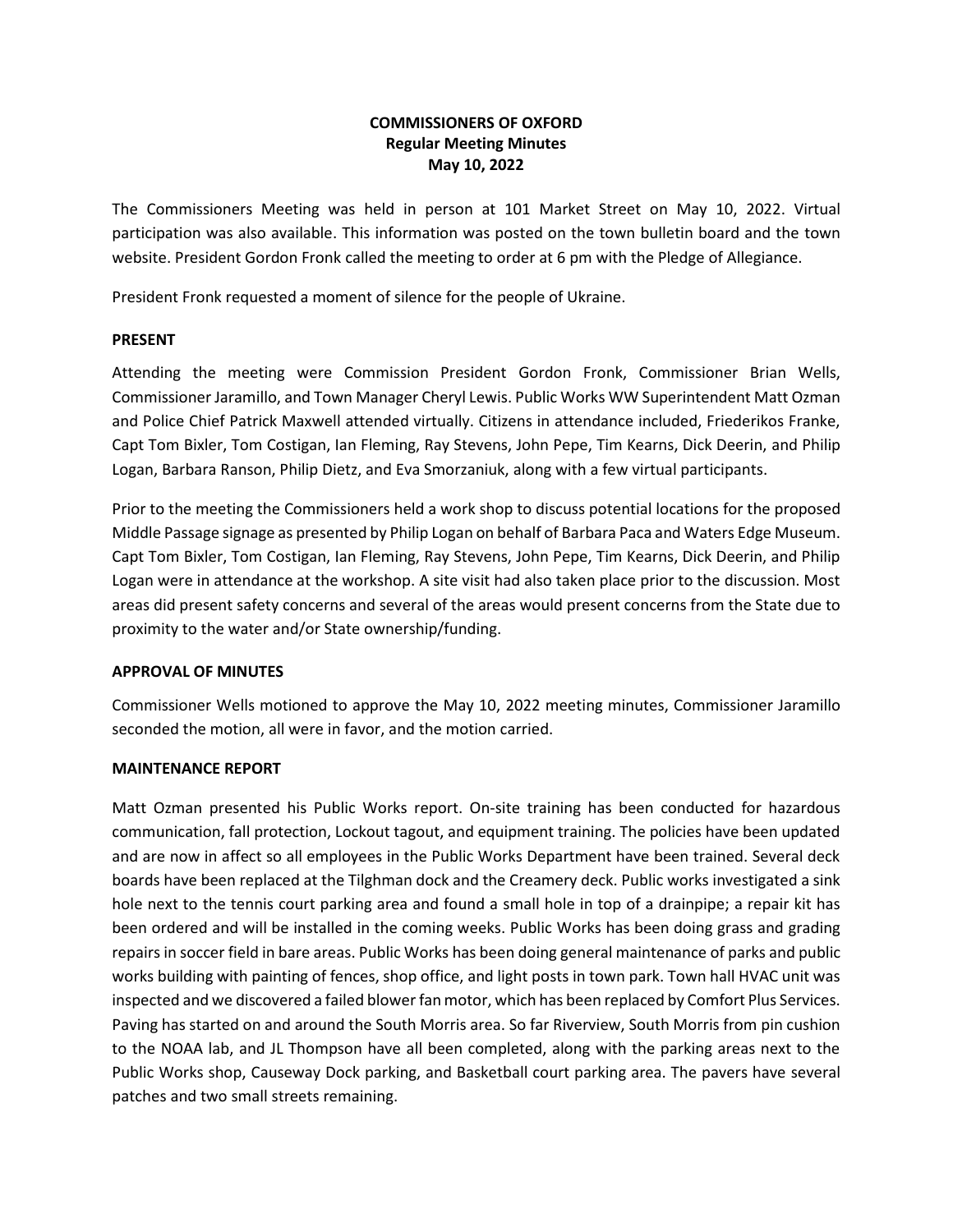# COMMISSIONERS OF OXFORD
## Regular Meeting Minutes
## May 10, 2022

The Commissioners Meeting was held in person at 101 Market Street on May 10, 2022. Virtual participation was also available. This information was posted on the town bulletin board and the town website. President Gordon Fronk called the meeting to order at 6 pm with the Pledge of Allegiance.

President Fronk requested a moment of silence for the people of Ukraine.

**PRESENT**

Attending the meeting were Commission President Gordon Fronk, Commissioner Brian Wells, Commissioner Jaramillo, and Town Manager Cheryl Lewis. Public Works WW Superintendent Matt Ozman and Police Chief Patrick Maxwell attended virtually. Citizens in attendance included, Friederikos Franke, Capt Tom Bixler, Tom Costigan, Ian Fleming, Ray Stevens, John Pepe, Tim Kearns, Dick Deerin, and Philip Logan, Barbara Ranson, Philip Dietz, and Eva Smorzaniuk, along with a few virtual participants.

Prior to the meeting the Commissioners held a work shop to discuss potential locations for the proposed Middle Passage signage as presented by Philip Logan on behalf of Barbara Paca and Waters Edge Museum. Capt Tom Bixler, Tom Costigan, Ian Fleming, Ray Stevens, John Pepe, Tim Kearns, Dick Deerin, and Philip Logan were in attendance at the workshop. A site visit had also taken place prior to the discussion. Most areas did present safety concerns and several of the areas would present concerns from the State due to proximity to the water and/or State ownership/funding.

**APPROVAL OF MINUTES**

Commissioner Wells motioned to approve the May 10, 2022 meeting minutes, Commissioner Jaramillo seconded the motion, all were in favor, and the motion carried.

**MAINTENANCE REPORT**

Matt Ozman presented his Public Works report. On-site training has been conducted for hazardous communication, fall protection, Lockout tagout, and equipment training. The policies have been updated and are now in affect so all employees in the Public Works Department have been trained. Several deck boards have been replaced at the Tilghman dock and the Creamery deck. Public works investigated a sink hole next to the tennis court parking area and found a small hole in top of a drainpipe; a repair kit has been ordered and will be installed in the coming weeks. Public Works has been doing grass and grading repairs in soccer field in bare areas. Public Works has been doing general maintenance of parks and public works building with painting of fences, shop office, and light posts in town park. Town hall HVAC unit was inspected and we discovered a failed blower fan motor, which has been replaced by Comfort Plus Services. Paving has started on and around the South Morris area. So far Riverview, South Morris from pin cushion to the NOAA lab, and JL Thompson have all been completed, along with the parking areas next to the Public Works shop, Causeway Dock parking, and Basketball court parking area. The pavers have several patches and two small streets remaining.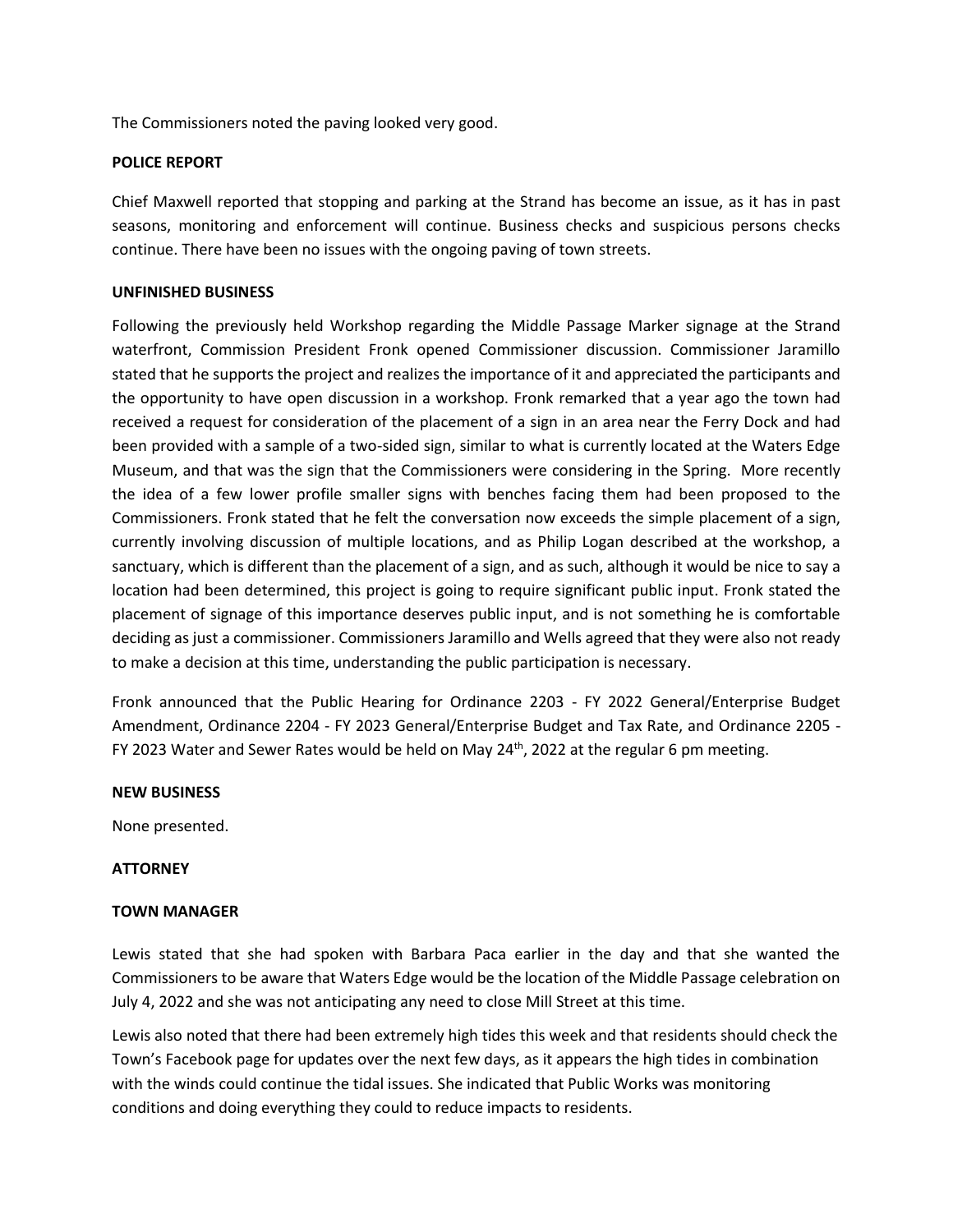The Commissioners noted the paving looked very good.

**POLICE REPORT**

Chief Maxwell reported that stopping and parking at the Strand has become an issue, as it has in past seasons, monitoring and enforcement will continue. Business checks and suspicious persons checks continue. There have been no issues with the ongoing paving of town streets.

**UNFINISHED BUSINESS**

Following the previously held Workshop regarding the Middle Passage Marker signage at the Strand waterfront, Commission President Fronk opened Commissioner discussion. Commissioner Jaramillo stated that he supports the project and realizes the importance of it and appreciated the participants and the opportunity to have open discussion in a workshop. Fronk remarked that a year ago the town had received a request for consideration of the placement of a sign in an area near the Ferry Dock and had been provided with a sample of a two-sided sign, similar to what is currently located at the Waters Edge Museum, and that was the sign that the Commissioners were considering in the Spring. More recently the idea of a few lower profile smaller signs with benches facing them had been proposed to the Commissioners. Fronk stated that he felt the conversation now exceeds the simple placement of a sign, currently involving discussion of multiple locations, and as Philip Logan described at the workshop, a sanctuary, which is different than the placement of a sign, and as such, although it would be nice to say a location had been determined, this project is going to require significant public input. Fronk stated the placement of signage of this importance deserves public input, and is not something he is comfortable deciding as just a commissioner. Commissioners Jaramillo and Wells agreed that they were also not ready to make a decision at this time, understanding the public participation is necessary.

Fronk announced that the Public Hearing for Ordinance 2203 - FY 2022 General/Enterprise Budget Amendment, Ordinance 2204 - FY 2023 General/Enterprise Budget and Tax Rate, and Ordinance 2205 - FY 2023 Water and Sewer Rates would be held on May 24th, 2022 at the regular 6 pm meeting.

**NEW BUSINESS**

None presented.

**ATTORNEY**

**TOWN MANAGER**

Lewis stated that she had spoken with Barbara Paca earlier in the day and that she wanted the Commissioners to be aware that Waters Edge would be the location of the Middle Passage celebration on July 4, 2022 and she was not anticipating any need to close Mill Street at this time.

Lewis also noted that there had been extremely high tides this week and that residents should check the Town's Facebook page for updates over the next few days, as it appears the high tides in combination with the winds could continue the tidal issues. She indicated that Public Works was monitoring conditions and doing everything they could to reduce impacts to residents.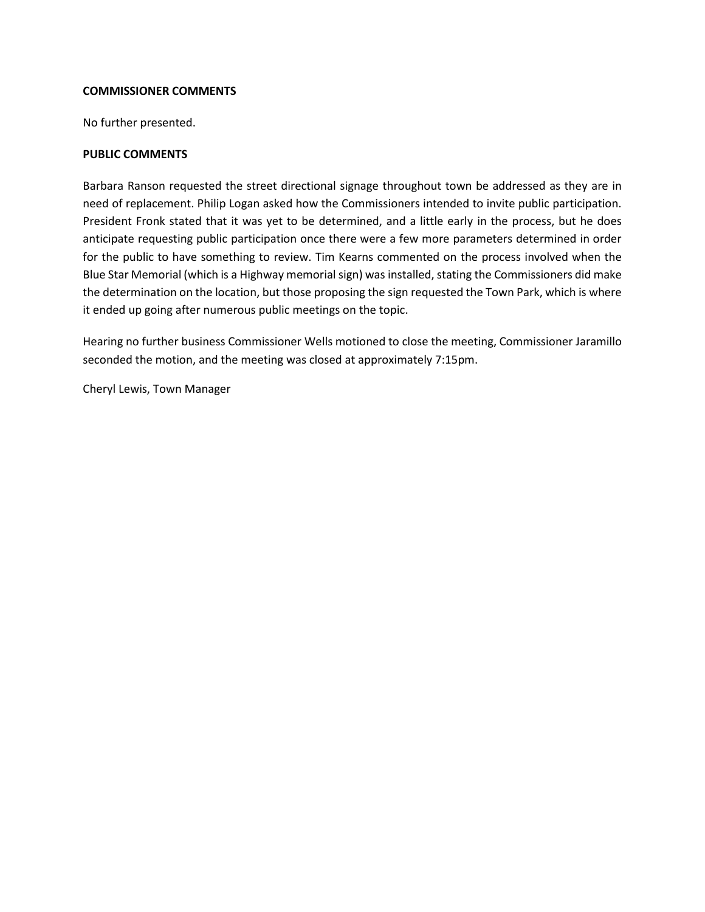**COMMISSIONER COMMENTS**

No further presented.

**PUBLIC COMMENTS**

Barbara Ranson requested the street directional signage throughout town be addressed as they are in need of replacement. Philip Logan asked how the Commissioners intended to invite public participation. President Fronk stated that it was yet to be determined, and a little early in the process, but he does anticipate requesting public participation once there were a few more parameters determined in order for the public to have something to review. Tim Kearns commented on the process involved when the Blue Star Memorial (which is a Highway memorial sign) was installed, stating the Commissioners did make the determination on the location, but those proposing the sign requested the Town Park, which is where it ended up going after numerous public meetings on the topic.

Hearing no further business Commissioner Wells motioned to close the meeting, Commissioner Jaramillo seconded the motion, and the meeting was closed at approximately 7:15pm.

Cheryl Lewis, Town Manager